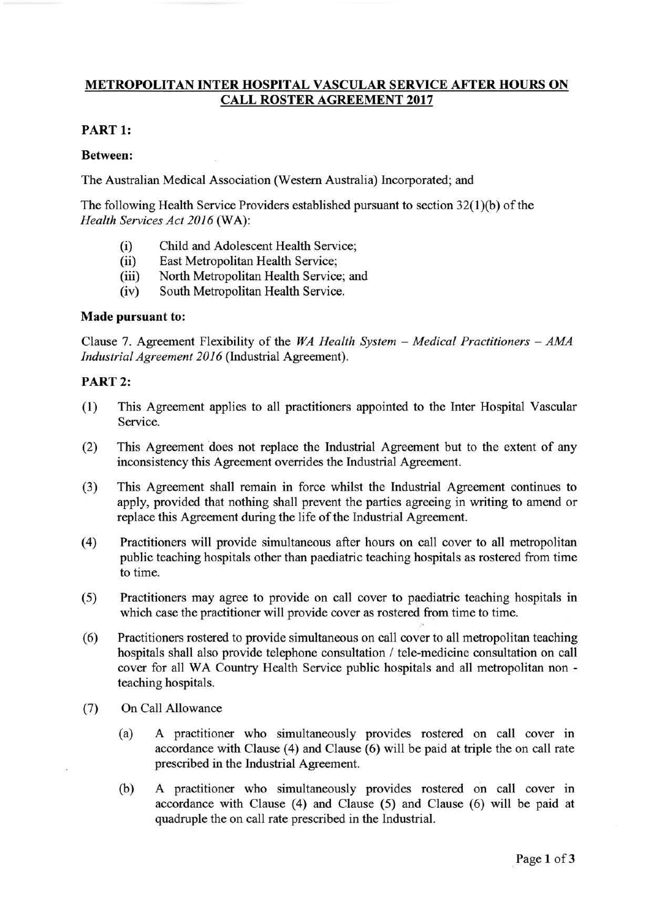# METROPOLITAN INTER HOSPITAL VASCULAR SERVICE AFTER HOURS ON CALL ROSTER AGREEMENT 2017

## PART 1:

**Between:**

The Australian Medical Association (Western Australia) Incorporated; and

The following Health Service Providers established pursuant to section 32(1)(b) of the *Health Services Act 2016* (WA):

- (i) Child and Adolescent Health Service;
- (ii) East Metropolitan Health Service;
- (iii) North Metropolitan Health Service; and
- (iv) South Metropolitan Health Service.

**Made pursuant to:**

Clause 7. Agreement Flexibility of the *WA Health System – Medical Practitioners – AMA Industrial Agreement 2016* (Industrial Agreement).

## PART 2:

(1) This Agreement applies to all practitioners appointed to the Inter Hospital Vascular Service.

(2) This Agreement does not replace the Industrial Agreement but to the extent of any inconsistency this Agreement overrides the Industrial Agreement.

(3) This Agreement shall remain in force whilst the Industrial Agreement continues to apply, provided that nothing shall prevent the parties agreeing in writing to amend or replace this Agreement during the life of the Industrial Agreement.

(4) Practitioners will provide simultaneous after hours on call cover to all metropolitan public teaching hospitals other than paediatric teaching hospitals as rostered from time to time.

(5) Practitioners may agree to provide on call cover to paediatric teaching hospitals in which case the practitioner will provide cover as rostered from time to time.

(6) Practitioners rostered to provide simultaneous on call cover to all metropolitan teaching hospitals shall also provide telephone consultation / tele-medicine consultation on call cover for all WA Country Health Service public hospitals and all metropolitan non - teaching hospitals.

(7) On Call Allowance

- (a) A practitioner who simultaneously provides rostered on call cover in accordance with Clause (4) and Clause (6) will be paid at triple the on call rate prescribed in the Industrial Agreement.

- (b) A practitioner who simultaneously provides rostered on call cover in accordance with Clause (4) and Clause (5) and Clause (6) will be paid at quadruple the on call rate prescribed in the Industrial.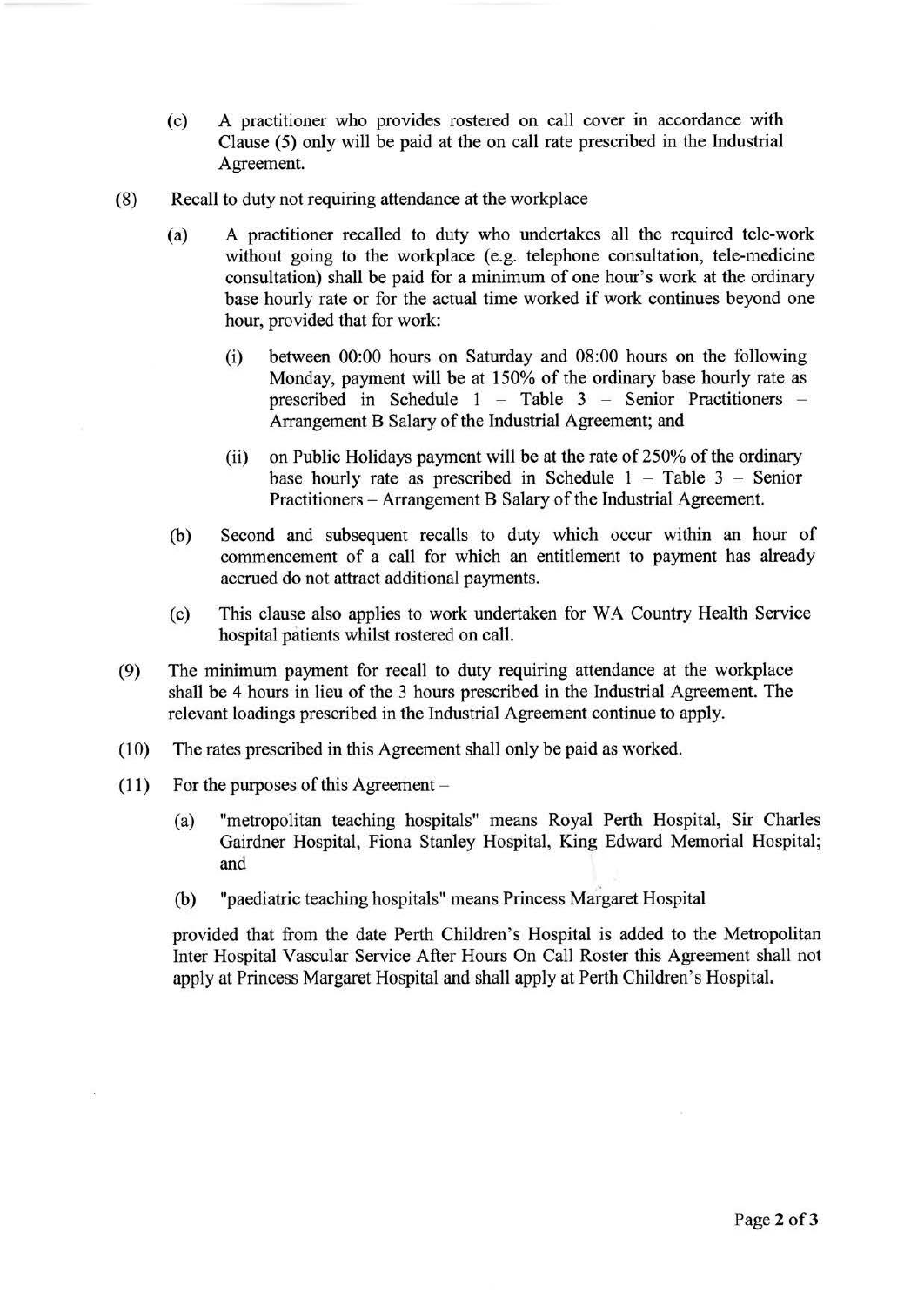(c) A practitioner who provides rostered on call cover in accordance with Clause (5) only will be paid at the on call rate prescribed in the Industrial Agreement.

(8) Recall to duty not requiring attendance at the workplace

(a) A practitioner recalled to duty who undertakes all the required tele-work without going to the workplace (e.g. telephone consultation, tele-medicine consultation) shall be paid for a minimum of one hour's work at the ordinary base hourly rate or for the actual time worked if work continues beyond one hour, provided that for work:

(i) between 00:00 hours on Saturday and 08:00 hours on the following Monday, payment will be at 150% of the ordinary base hourly rate as prescribed in Schedule 1 – Table 3 – Senior Practitioners – Arrangement B Salary of the Industrial Agreement; and

(ii) on Public Holidays payment will be at the rate of 250% of the ordinary base hourly rate as prescribed in Schedule 1 – Table 3 – Senior Practitioners – Arrangement B Salary of the Industrial Agreement.

(b) Second and subsequent recalls to duty which occur within an hour of commencement of a call for which an entitlement to payment has already accrued do not attract additional payments.

(c) This clause also applies to work undertaken for WA Country Health Service hospital patients whilst rostered on call.

(9) The minimum payment for recall to duty requiring attendance at the workplace shall be 4 hours in lieu of the 3 hours prescribed in the Industrial Agreement. The relevant loadings prescribed in the Industrial Agreement continue to apply.

(10) The rates prescribed in this Agreement shall only be paid as worked.

(11) For the purposes of this Agreement –

(a) "metropolitan teaching hospitals" means Royal Perth Hospital, Sir Charles Gairdner Hospital, Fiona Stanley Hospital, King Edward Memorial Hospital; and

(b) "paediatric teaching hospitals" means Princess Margaret Hospital

provided that from the date Perth Children's Hospital is added to the Metropolitan Inter Hospital Vascular Service After Hours On Call Roster this Agreement shall not apply at Princess Margaret Hospital and shall apply at Perth Children's Hospital.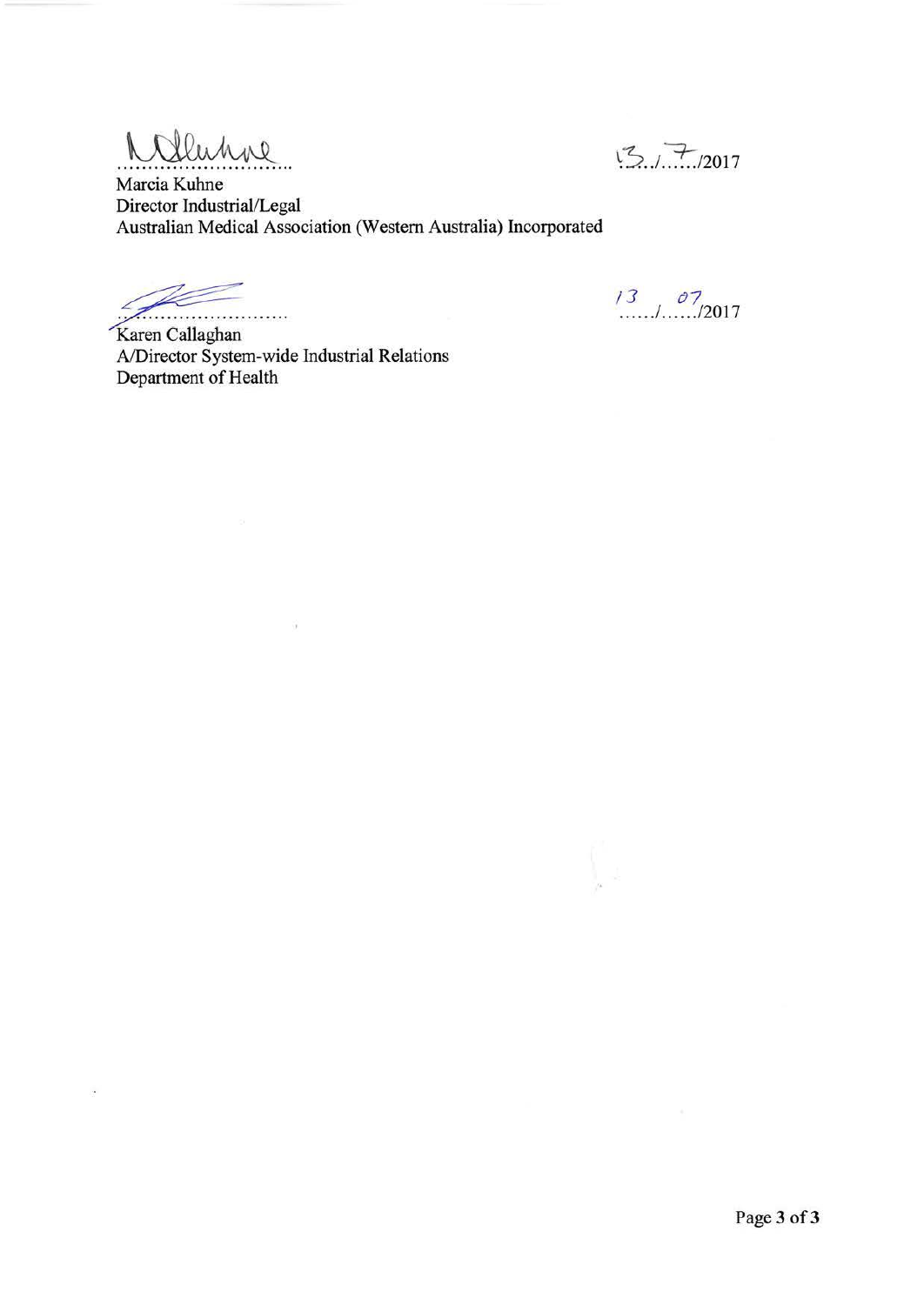Marcia Kuhne
Director Industrial/Legal
Australian Medical Association (Western Australia) Incorporated

13/7/2017

Karen Callaghan
A/Director System-wide Industrial Relations
Department of Health

13/07/2017